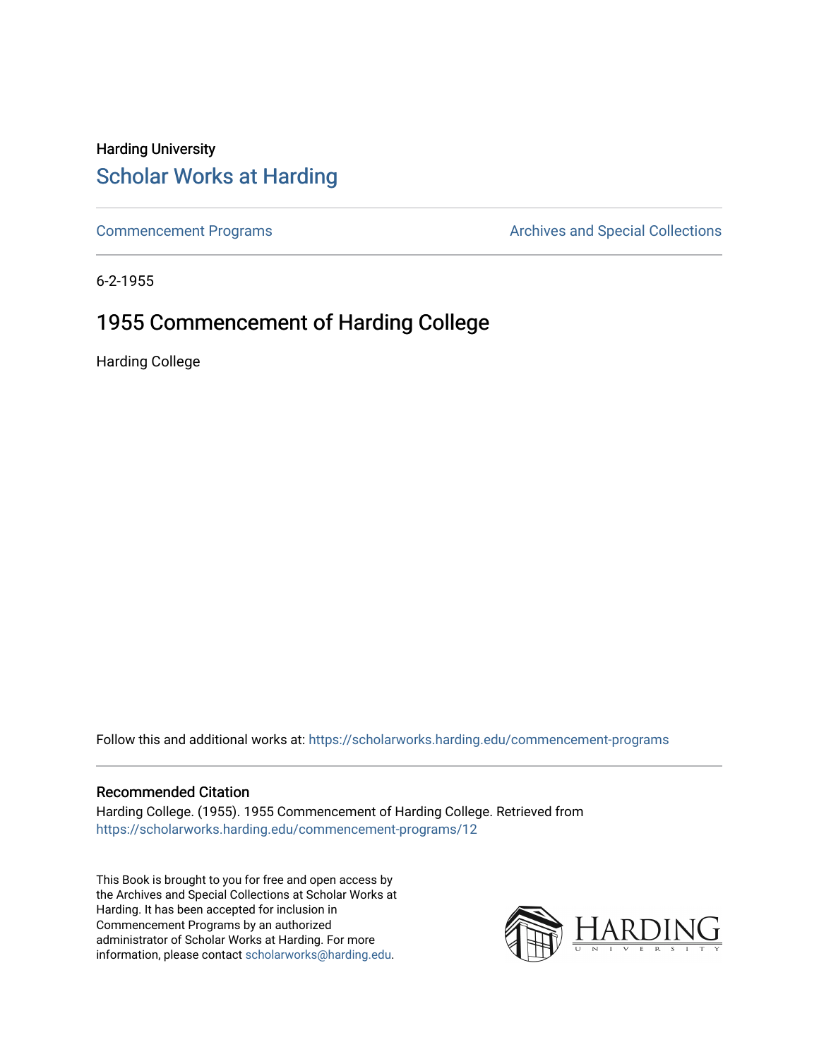Harding University

## Scholar Works at Harding

Commencement Programs | Archives and Special Collections

6-2-1955

# 1955 Commencement of Harding College

Harding College

Follow this and additional works at: https://scholarworks.harding.edu/commencement-programs

### Recommended Citation

Harding College. (1955). 1955 Commencement of Harding College. Retrieved from https://scholarworks.harding.edu/commencement-programs/12

This Book is brought to you for free and open access by the Archives and Special Collections at Scholar Works at Harding. It has been accepted for inclusion in Commencement Programs by an authorized administrator of Scholar Works at Harding. For more information, please contact scholarworks@harding.edu.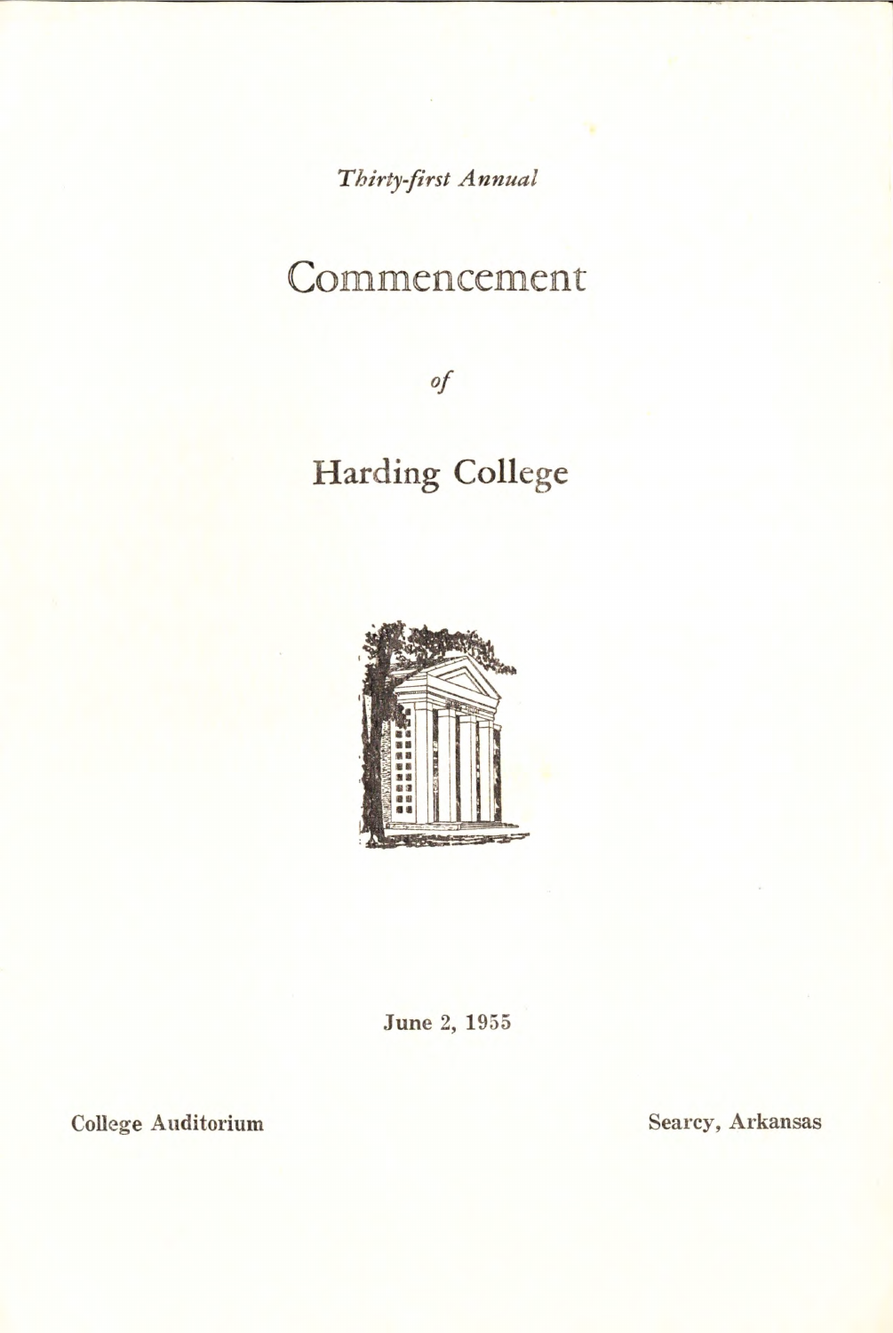*Thirty-first Annual*

# Commencement

*of*

# Harding College

June 2, 1955

College Auditorium

Searcy, Arkansas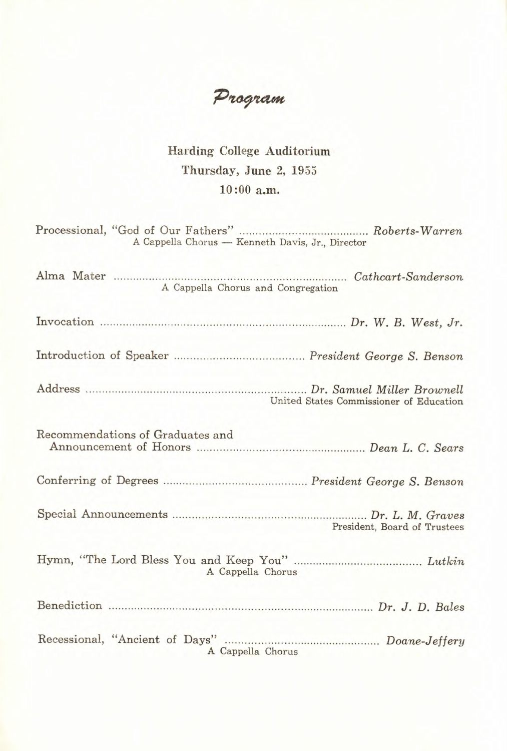# *Program*

**Harding College Auditorium**
**Thursday, June 2, 1955**
**10:00 a.m.**

Processional, "God of Our Fathers" ........................................ *Roberts-Warren*
A Cappella Chorus — Kenneth Davis, Jr., Director

Alma Mater ........................................................................ *Cathcart-Sanderson*
A Cappella Chorus and Congregation

Invocation ........................................................................... *Dr. W. B. West, Jr.*

Introduction of Speaker ........................................ *President George S. Benson*

Address ................................................................... *Dr. Samuel Miller Brownell*
United States Commissioner of Education

Recommendations of Graduates and
Announcement of Honors .................................................... *Dean L. C. Sears*

Conferring of Degrees ............................................ *President George S. Benson*

Special Announcements ........................................................... *Dr. L. M. Graves*
President, Board of Trustees

Hymn, "The Lord Bless You and Keep You" ........................................ *Lutkin*
A Cappella Chorus

Benediction .................................................................................. *Dr. J. D. Bales*

Recessional, "Ancient of Days" ................................................ *Doane-Jeffery*
A Cappella Chorus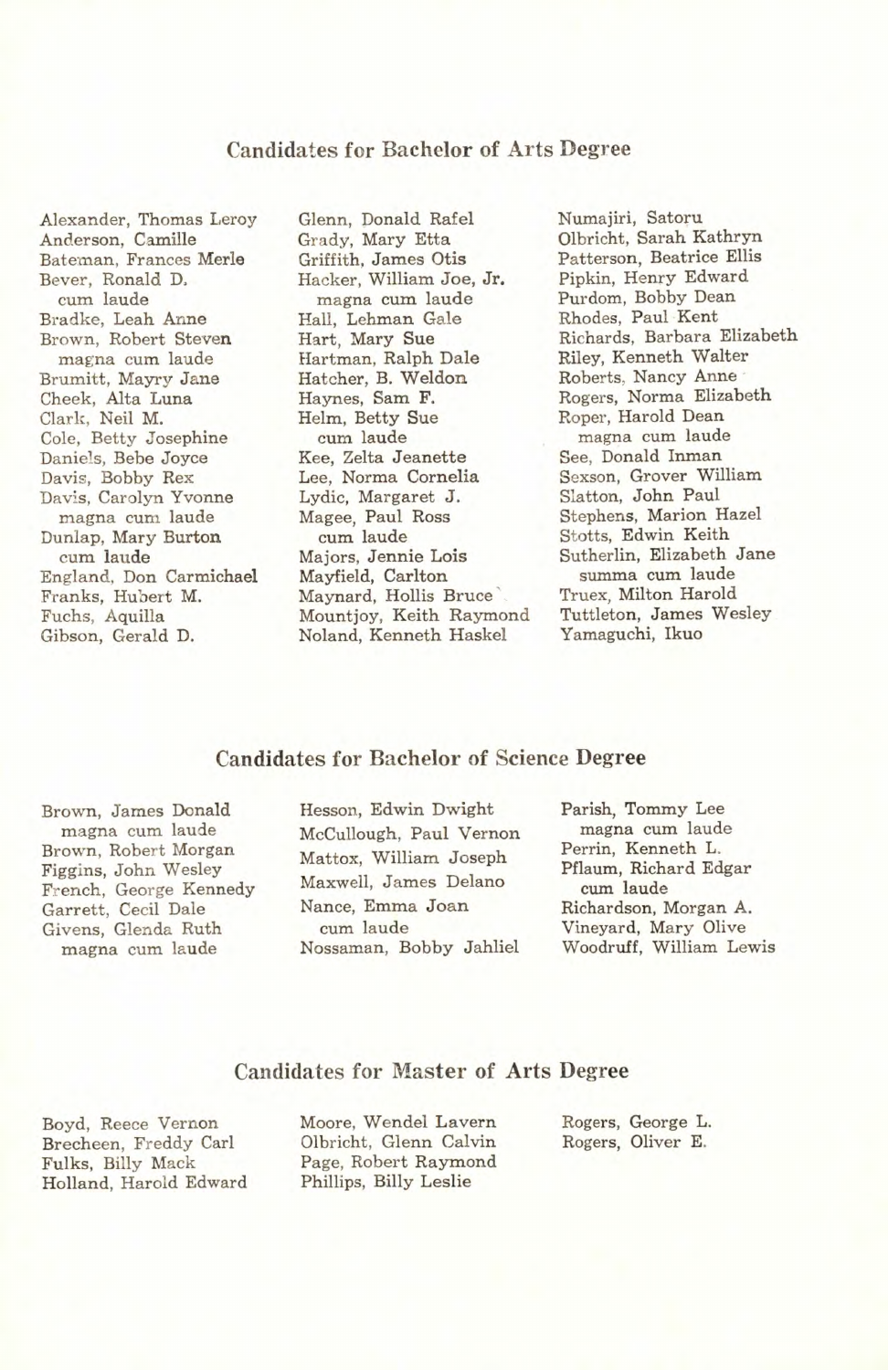## Candidates for Bachelor of Arts Degree

Alexander, Thomas Leroy
Anderson, Camille
Bateman, Frances Merle
Bever, Ronald D.
 cum laude
Bradke, Leah Anne
Brown, Robert Steven
 magna cum laude
Brumitt, Mayry Jane
Cheek, Alta Luna
Clark, Neil M.
Cole, Betty Josephine
Daniels, Bebe Joyce
Davis, Bobby Rex
Davis, Carolyn Yvonne
 magna cum laude
Dunlap, Mary Burton
 cum laude
England, Don Carmichael
Franks, Hubert M.
Fuchs, Aquilla
Gibson, Gerald D.
Glenn, Donald Rafel
Grady, Mary Etta
Griffith, James Otis
Hacker, William Joe, Jr.
 magna cum laude
Hall, Lehman Gale
Hart, Mary Sue
Hartman, Ralph Dale
Hatcher, B. Weldon
Haynes, Sam F.
Helm, Betty Sue
 cum laude
Kee, Zelta Jeanette
Lee, Norma Cornelia
Lydic, Margaret J.
Magee, Paul Ross
 cum laude
Majors, Jennie Lois
Mayfield, Carlton
Maynard, Hollis Bruce
Mountjoy, Keith Raymond
Noland, Kenneth Haskel
Numajiri, Satoru
Olbricht, Sarah Kathryn
Patterson, Beatrice Ellis
Pipkin, Henry Edward
Purdom, Bobby Dean
Rhodes, Paul Kent
Richards, Barbara Elizabeth
Riley, Kenneth Walter
Roberts, Nancy Anne
Rogers, Norma Elizabeth
Roper, Harold Dean
 magna cum laude
See, Donald Inman
Sexson, Grover William
Slatton, John Paul
Stephens, Marion Hazel
Stotts, Edwin Keith
Sutherlin, Elizabeth Jane
 summa cum laude
Truex, Milton Harold
Tuttleton, James Wesley
Yamaguchi, Ikuo

## Candidates for Bachelor of Science Degree

Brown, James Donald
 magna cum laude
Brown, Robert Morgan
Figgins, John Wesley
French, George Kennedy
Garrett, Cecil Dale
Givens, Glenda Ruth
 magna cum laude
Hesson, Edwin Dwight
McCullough, Paul Vernon
Mattox, William Joseph
Maxwell, James Delano
Nance, Emma Joan
 cum laude
Nossaman, Bobby Jahliel
Parish, Tommy Lee
 magna cum laude
Perrin, Kenneth L.
Pflaum, Richard Edgar
 cum laude
Richardson, Morgan A.
Vineyard, Mary Olive
Woodruff, William Lewis

## Candidates for Master of Arts Degree

Boyd, Reece Vernon
Brecheen, Freddy Carl
Fulks, Billy Mack
Holland, Harold Edward
Moore, Wendel Lavern
Olbricht, Glenn Calvin
Page, Robert Raymond
Phillips, Billy Leslie
Rogers, George L.
Rogers, Oliver E.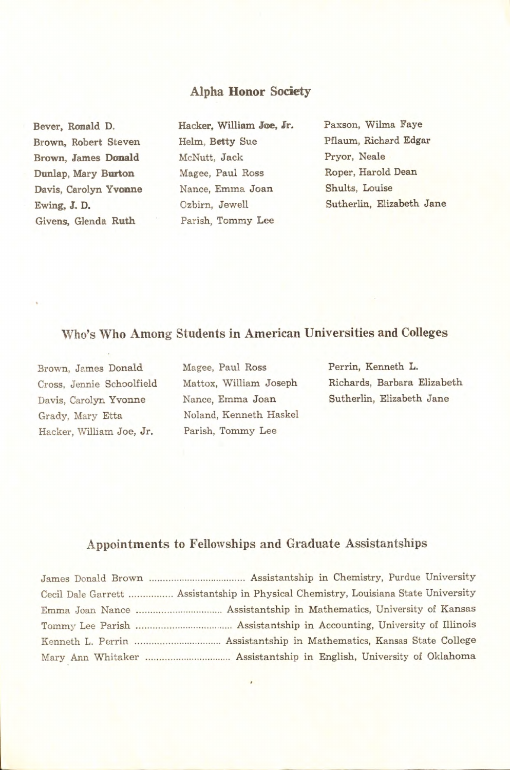## Alpha Honor Society

Bever, Ronald D.
Brown, Robert Steven
Brown, James Donald
Dunlap, Mary Burton
Davis, Carolyn Yvonne
Ewing, J. D.
Givens, Glenda Ruth
Hacker, William Joe, Jr.
Helm, Betty Sue
McNutt, Jack
Magee, Paul Ross
Nance, Emma Joan
Ozbirn, Jewell
Parish, Tommy Lee
Paxson, Wilma Faye
Pflaum, Richard Edgar
Pryor, Neale
Roper, Harold Dean
Shults, Louise
Sutherlin, Elizabeth Jane

## Who's Who Among Students in American Universities and Colleges

Brown, James Donald
Cross, Jennie Schoolfield
Davis, Carolyn Yvonne
Grady, Mary Etta
Hacker, William Joe, Jr.
Magee, Paul Ross
Mattox, William Joseph
Nance, Emma Joan
Noland, Kenneth Haskel
Parish, Tommy Lee
Perrin, Kenneth L.
Richards, Barbara Elizabeth
Sutherlin, Elizabeth Jane

## Appointments to Fellowships and Graduate Assistantships

James Donald Brown .................................... Assistantship in Chemistry, Purdue University
Cecil Dale Garrett ................ Assistantship in Physical Chemistry, Louisiana State University
Emma Joan Nance ................................ Assistantship in Mathematics, University of Kansas
Tommy Lee Parish .................................... Assistantship in Accounting, University of Illinois
Kenneth L. Perrin ................................ Assistantship in Mathematics, Kansas State College
Mary Ann Whitaker ................................ Assistantship in English, University of Oklahoma